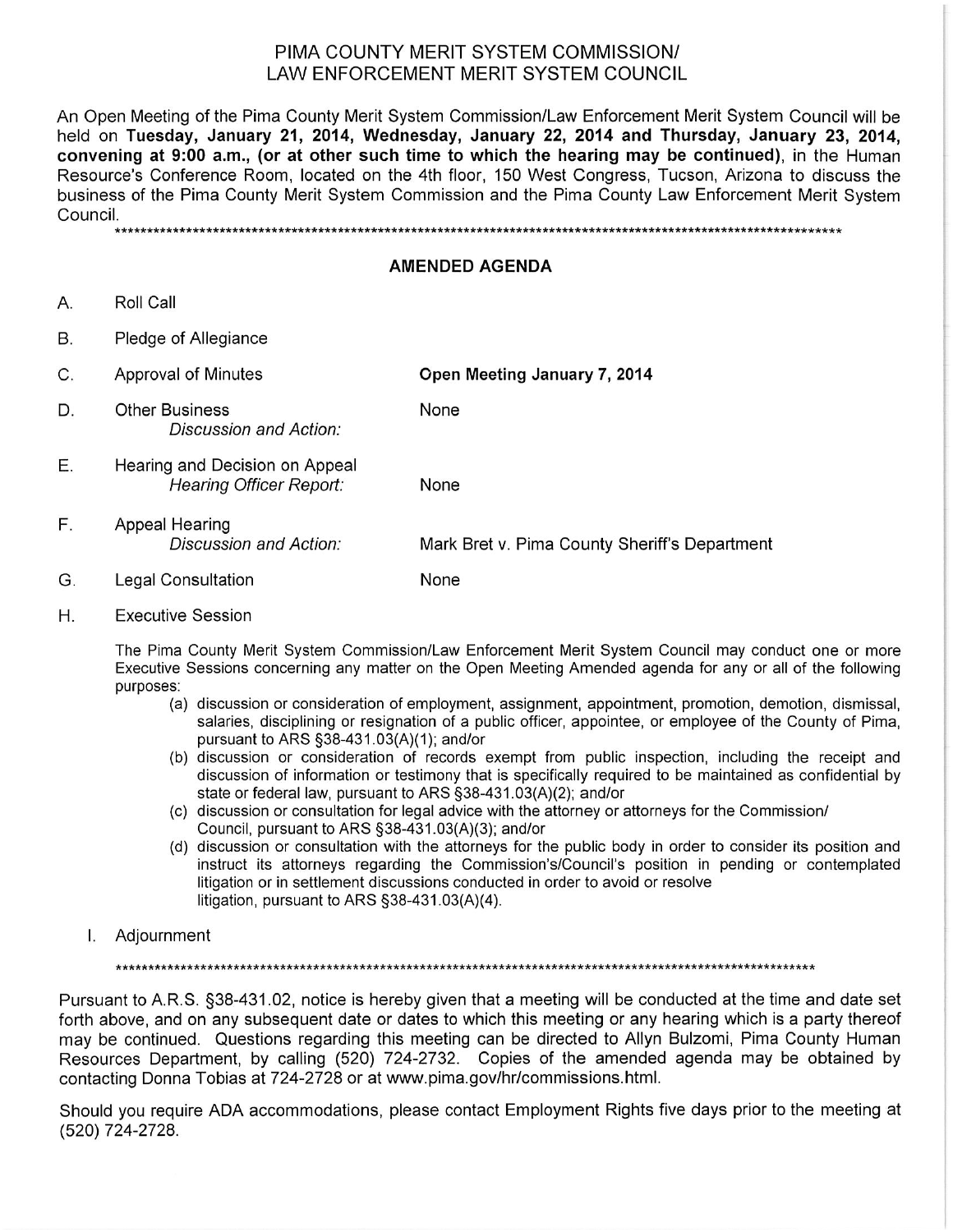# PIMA COUNTY MERIT SYSTEM COMMISSION/ LAW ENFORCEMENT MERIT SYSTEM COUNCIL

An Open Meeting of the Pima County Merit System Commission/Law Enforcement Merit System Council will be held on **Tuesday, January 21, 2014, Wednesday, January 22, 2014 and Thursday, January 23, 2014, convening at 9:00 a.m., (or at other such time to which the hearing may be continued)**, in the Human Resource's Conference Room, located on the 4th floor, 150 West Congress, Tucson, Arizona to discuss the business of the Pima County Merit System Commission and the Pima County Law Enforcement Merit System Council.

\*\*\*\*\*\*\*\*\*\*\*\*\*\*\*\*\*\*\*\*\*\*\*\*\*\*\*\*\*\*\*\*\*\*\*\*\*\*\*\*\*\*\*\*\*\*\*\*\*\*\*\*\*\*\*\*\*\*\*\*\*\*\*\*\*\*\*\*\*\*\*\*\*\*\*\*\*\*\*\*\*\*\*\*\*\*\*\*\*\*\*\*\*\*\*\*\*\*\*\*\*\*\*\*\*\*\*\*\*\*

## AMENDED AGENDA

A. Roll Call

B. Pledge of Allegiance

C. Approval of Minutes — **Open Meeting January 7, 2014**

D. Other Business
*Discussion and Action:* None

E. Hearing and Decision on Appeal
*Hearing Officer Report:* None

F. Appeal Hearing
*Discussion and Action:* Mark Bret v. Pima County Sheriff's Department

G. Legal Consultation — None

H. Executive Session

The Pima County Merit System Commission/Law Enforcement Merit System Council may conduct one or more Executive Sessions concerning any matter on the Open Meeting Amended agenda for any or all of the following purposes:

(a) discussion or consideration of employment, assignment, appointment, promotion, demotion, dismissal, salaries, disciplining or resignation of a public officer, appointee, or employee of the County of Pima, pursuant to ARS §38-431.03(A)(1); and/or

(b) discussion or consideration of records exempt from public inspection, including the receipt and discussion of information or testimony that is specifically required to be maintained as confidential by state or federal law, pursuant to ARS §38-431.03(A)(2); and/or

(c) discussion or consultation for legal advice with the attorney or attorneys for the Commission/ Council, pursuant to ARS §38-431.03(A)(3); and/or

(d) discussion or consultation with the attorneys for the public body in order to consider its position and instruct its attorneys regarding the Commission's/Council's position in pending or contemplated litigation or in settlement discussions conducted in order to avoid or resolve litigation, pursuant to ARS §38-431.03(A)(4).

I. Adjournment

\*\*\*\*\*\*\*\*\*\*\*\*\*\*\*\*\*\*\*\*\*\*\*\*\*\*\*\*\*\*\*\*\*\*\*\*\*\*\*\*\*\*\*\*\*\*\*\*\*\*\*\*\*\*\*\*\*\*\*\*\*\*\*\*\*\*\*\*\*\*\*\*\*\*\*\*\*\*\*\*\*\*\*\*\*\*\*\*\*\*\*\*\*\*\*\*\*\*\*\*\*\*\*\*

Pursuant to A.R.S. §38-431.02, notice is hereby given that a meeting will be conducted at the time and date set forth above, and on any subsequent date or dates to which this meeting or any hearing which is a party thereof may be continued. Questions regarding this meeting can be directed to Allyn Bulzomi, Pima County Human Resources Department, by calling (520) 724-2732. Copies of the amended agenda may be obtained by contacting Donna Tobias at 724-2728 or at www.pima.gov/hr/commissions.html.

Should you require ADA accommodations, please contact Employment Rights five days prior to the meeting at (520) 724-2728.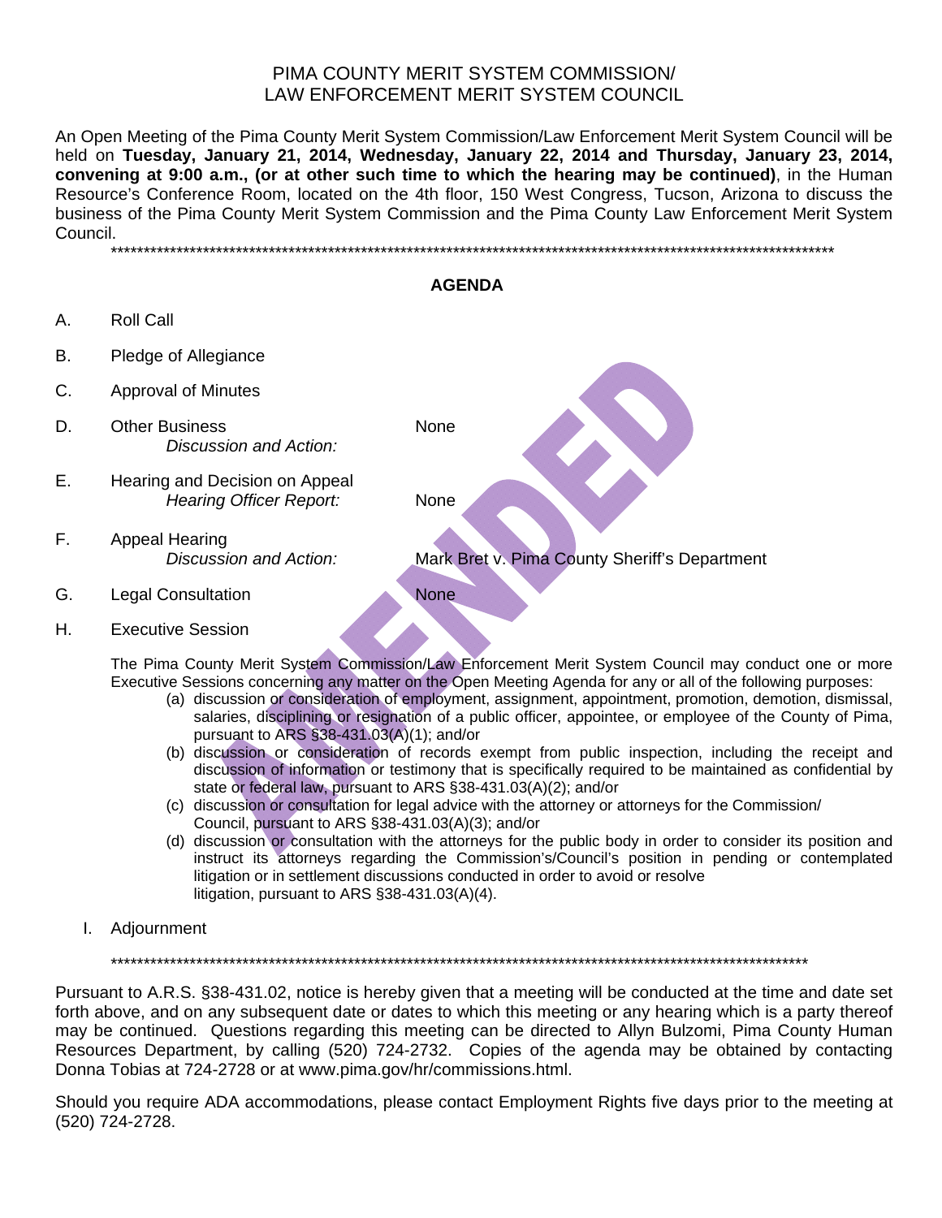# PIMA COUNTY MERIT SYSTEM COMMISSION/
# LAW ENFORCEMENT MERIT SYSTEM COUNCIL

An Open Meeting of the Pima County Merit System Commission/Law Enforcement Merit System Council will be held on **Tuesday, January 21, 2014, Wednesday, January 22, 2014 and Thursday, January 23, 2014, convening at 9:00 a.m., (or at other such time to which the hearing may be continued)**, in the Human Resource's Conference Room, located on the 4th floor, 150 West Congress, Tucson, Arizona to discuss the business of the Pima County Merit System Commission and the Pima County Law Enforcement Merit System Council.

*************************************************************************************************************

AMENDED

## AGENDA

A. Roll Call

B. Pledge of Allegiance

C. Approval of Minutes

D. Other Business
*Discussion and Action:* None

E. Hearing and Decision on Appeal
*Hearing Officer Report:* None

F. Appeal Hearing
*Discussion and Action:* Mark Bret v. Pima County Sheriff's Department

G. Legal Consultation None

H. Executive Session

The Pima County Merit System Commission/Law Enforcement Merit System Council may conduct one or more Executive Sessions concerning any matter on the Open Meeting Agenda for any or all of the following purposes:

(a) discussion or consideration of employment, assignment, appointment, promotion, demotion, dismissal, salaries, disciplining or resignation of a public officer, appointee, or employee of the County of Pima, pursuant to ARS §38-431.03(A)(1); and/or

(b) discussion or consideration of records exempt from public inspection, including the receipt and discussion of information or testimony that is specifically required to be maintained as confidential by state or federal law, pursuant to ARS §38-431.03(A)(2); and/or

(c) discussion or consultation for legal advice with the attorney or attorneys for the Commission/ Council, pursuant to ARS §38-431.03(A)(3); and/or

(d) discussion or consultation with the attorneys for the public body in order to consider its position and instruct its attorneys regarding the Commission's/Council's position in pending or contemplated litigation or in settlement discussions conducted in order to avoid or resolve litigation, pursuant to ARS §38-431.03(A)(4).

I. Adjournment

*************************************************************************************************************

Pursuant to A.R.S. §38-431.02, notice is hereby given that a meeting will be conducted at the time and date set forth above, and on any subsequent date or dates to which this meeting or any hearing which is a party thereof may be continued. Questions regarding this meeting can be directed to Allyn Bulzomi, Pima County Human Resources Department, by calling (520) 724-2732. Copies of the agenda may be obtained by contacting Donna Tobias at 724-2728 or at www.pima.gov/hr/commissions.html.

Should you require ADA accommodations, please contact Employment Rights five days prior to the meeting at (520) 724-2728.